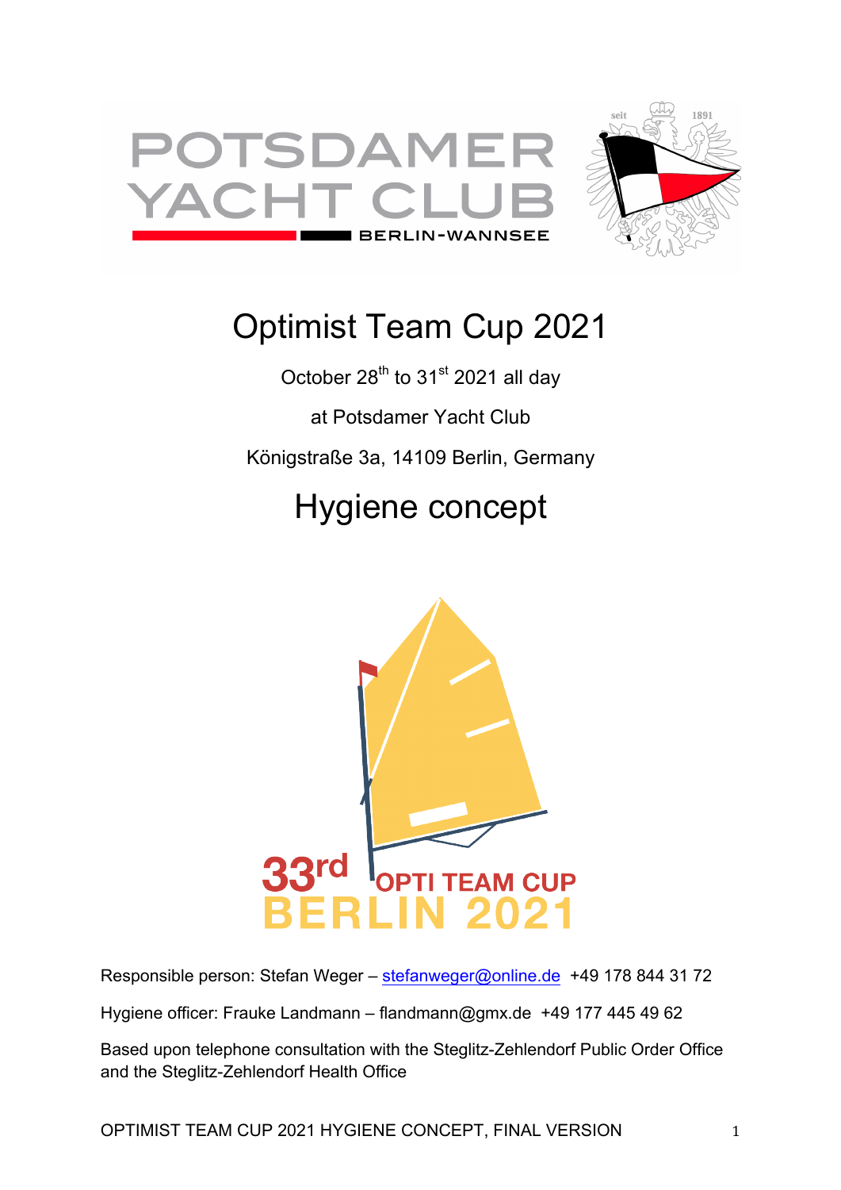# Optimist Team Cup 2021

October 28th to 31st 2021 all day

at Potsdamer Yacht Club

Königstraße 3a, 14109 Berlin, Germany

# Hygiene concept

Responsible person: Stefan Weger – stefanweger@online.de +49 178 844 31 72

Hygiene officer: Frauke Landmann – flandmann@gmx.de +49 177 445 49 62

Based upon telephone consultation with the Steglitz-Zehlendorf Public Order Office and the Steglitz-Zehlendorf Health Office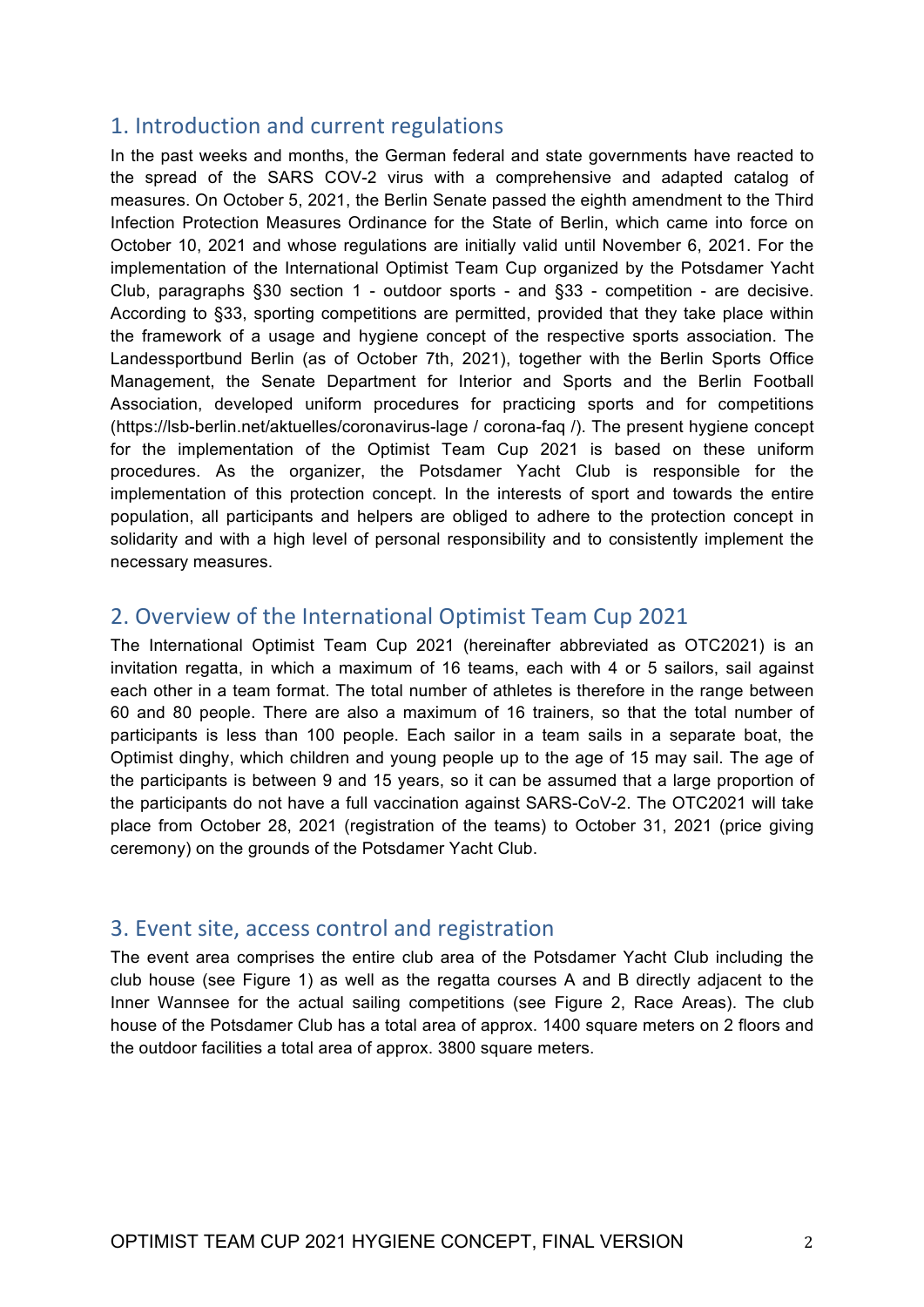## 1. Introduction and current regulations

In the past weeks and months, the German federal and state governments have reacted to the spread of the SARS COV-2 virus with a comprehensive and adapted catalog of measures. On October 5, 2021, the Berlin Senate passed the eighth amendment to the Third Infection Protection Measures Ordinance for the State of Berlin, which came into force on October 10, 2021 and whose regulations are initially valid until November 6, 2021. For the implementation of the International Optimist Team Cup organized by the Potsdamer Yacht Club, paragraphs §30 section 1 - outdoor sports - and §33 - competition - are decisive. According to §33, sporting competitions are permitted, provided that they take place within the framework of a usage and hygiene concept of the respective sports association. The Landessportbund Berlin (as of October 7th, 2021), together with the Berlin Sports Office Management, the Senate Department for Interior and Sports and the Berlin Football Association, developed uniform procedures for practicing sports and for competitions (https://lsb-berlin.net/aktuelles/coronavirus-lage / corona-faq /). The present hygiene concept for the implementation of the Optimist Team Cup 2021 is based on these uniform procedures. As the organizer, the Potsdamer Yacht Club is responsible for the implementation of this protection concept. In the interests of sport and towards the entire population, all participants and helpers are obliged to adhere to the protection concept in solidarity and with a high level of personal responsibility and to consistently implement the necessary measures.

## 2. Overview of the International Optimist Team Cup 2021

The International Optimist Team Cup 2021 (hereinafter abbreviated as OTC2021) is an invitation regatta, in which a maximum of 16 teams, each with 4 or 5 sailors, sail against each other in a team format. The total number of athletes is therefore in the range between 60 and 80 people. There are also a maximum of 16 trainers, so that the total number of participants is less than 100 people. Each sailor in a team sails in a separate boat, the Optimist dinghy, which children and young people up to the age of 15 may sail. The age of the participants is between 9 and 15 years, so it can be assumed that a large proportion of the participants do not have a full vaccination against SARS-CoV-2. The OTC2021 will take place from October 28, 2021 (registration of the teams) to October 31, 2021 (price giving ceremony) on the grounds of the Potsdamer Yacht Club.

## 3. Event site, access control and registration

The event area comprises the entire club area of the Potsdamer Yacht Club including the club house (see Figure 1) as well as the regatta courses A and B directly adjacent to the Inner Wannsee for the actual sailing competitions (see Figure 2, Race Areas). The club house of the Potsdamer Club has a total area of approx. 1400 square meters on 2 floors and the outdoor facilities a total area of approx. 3800 square meters.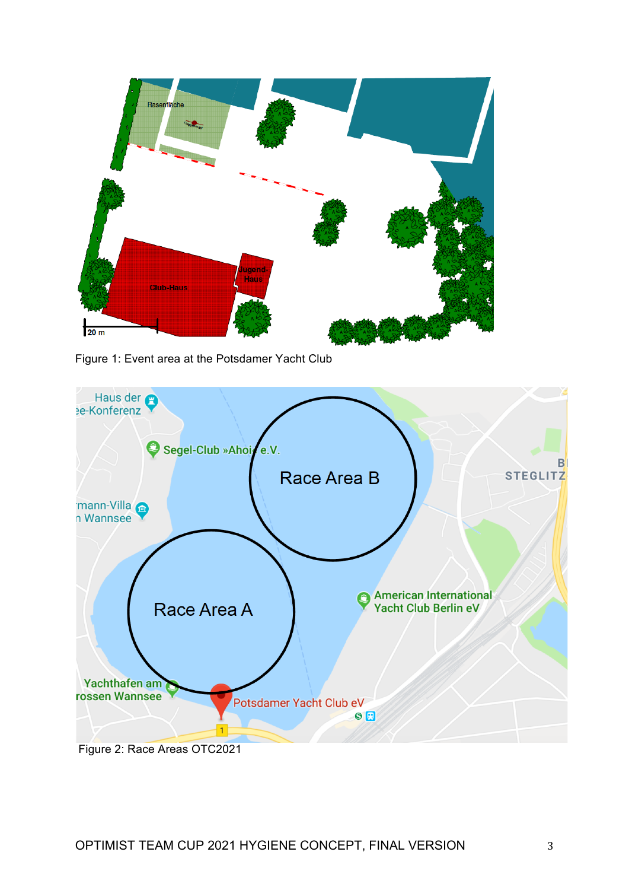Figure 1: Event area at the Potsdamer Yacht Club

Figure 2: Race Areas OTC2021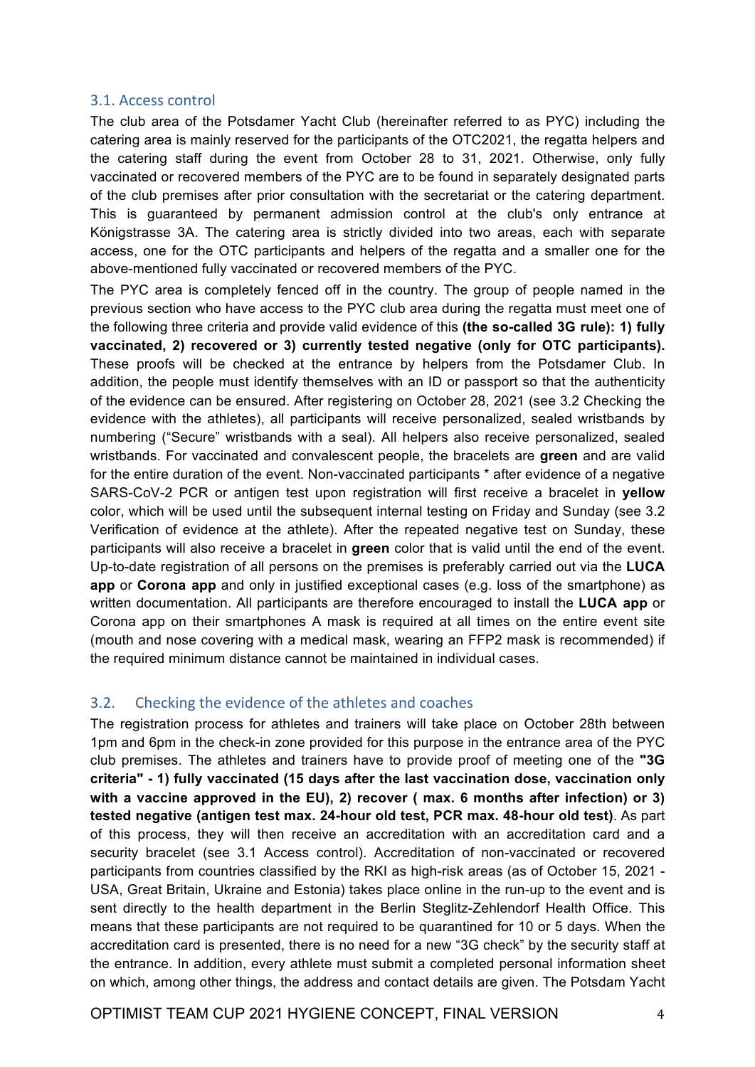### 3.1. Access control

The club area of the Potsdamer Yacht Club (hereinafter referred to as PYC) including the catering area is mainly reserved for the participants of the OTC2021, the regatta helpers and the catering staff during the event from October 28 to 31, 2021. Otherwise, only fully vaccinated or recovered members of the PYC are to be found in separately designated parts of the club premises after prior consultation with the secretariat or the catering department. This is guaranteed by permanent admission control at the club's only entrance at Königstrasse 3A. The catering area is strictly divided into two areas, each with separate access, one for the OTC participants and helpers of the regatta and a smaller one for the above-mentioned fully vaccinated or recovered members of the PYC.

The PYC area is completely fenced off in the country. The group of people named in the previous section who have access to the PYC club area during the regatta must meet one of the following three criteria and provide valid evidence of this **(the so-called 3G rule): 1) fully vaccinated, 2) recovered or 3) currently tested negative (only for OTC participants).** These proofs will be checked at the entrance by helpers from the Potsdamer Club. In addition, the people must identify themselves with an ID or passport so that the authenticity of the evidence can be ensured. After registering on October 28, 2021 (see 3.2 Checking the evidence with the athletes), all participants will receive personalized, sealed wristbands by numbering ("Secure" wristbands with a seal). All helpers also receive personalized, sealed wristbands. For vaccinated and convalescent people, the bracelets are **green** and are valid for the entire duration of the event. Non-vaccinated participants * after evidence of a negative SARS-CoV-2 PCR or antigen test upon registration will first receive a bracelet in **yellow** color, which will be used until the subsequent internal testing on Friday and Sunday (see 3.2 Verification of evidence at the athlete). After the repeated negative test on Sunday, these participants will also receive a bracelet in **green** color that is valid until the end of the event. Up-to-date registration of all persons on the premises is preferably carried out via the **LUCA app** or **Corona app** and only in justified exceptional cases (e.g. loss of the smartphone) as written documentation. All participants are therefore encouraged to install the **LUCA app** or Corona app on their smartphones A mask is required at all times on the entire event site (mouth and nose covering with a medical mask, wearing an FFP2 mask is recommended) if the required minimum distance cannot be maintained in individual cases.

### 3.2. Checking the evidence of the athletes and coaches

The registration process for athletes and trainers will take place on October 28th between 1pm and 6pm in the check-in zone provided for this purpose in the entrance area of the PYC club premises. The athletes and trainers have to provide proof of meeting one of the **"3G criteria" - 1) fully vaccinated (15 days after the last vaccination dose, vaccination only with a vaccine approved in the EU), 2) recover ( max. 6 months after infection) or 3) tested negative (antigen test max. 24-hour old test, PCR max. 48-hour old test)**. As part of this process, they will then receive an accreditation with an accreditation card and a security bracelet (see 3.1 Access control). Accreditation of non-vaccinated or recovered participants from countries classified by the RKI as high-risk areas (as of October 15, 2021 - USA, Great Britain, Ukraine and Estonia) takes place online in the run-up to the event and is sent directly to the health department in the Berlin Steglitz-Zehlendorf Health Office. This means that these participants are not required to be quarantined for 10 or 5 days. When the accreditation card is presented, there is no need for a new "3G check" by the security staff at the entrance. In addition, every athlete must submit a completed personal information sheet on which, among other things, the address and contact details are given. The Potsdam Yacht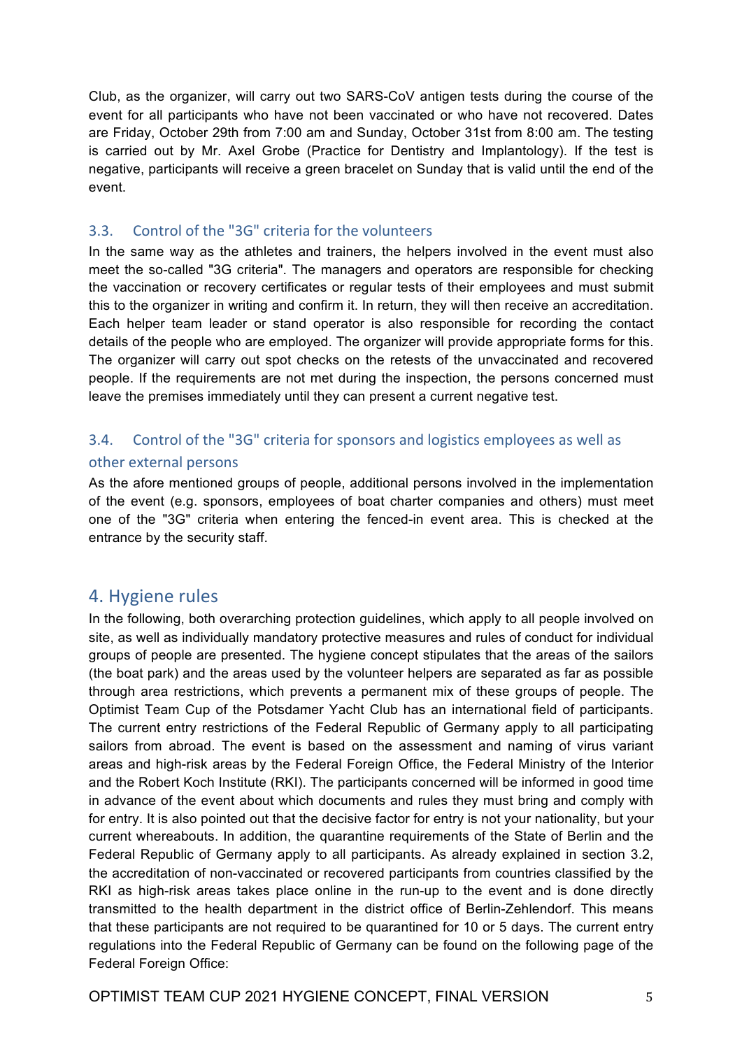Club, as the organizer, will carry out two SARS-CoV antigen tests during the course of the event for all participants who have not been vaccinated or who have not recovered. Dates are Friday, October 29th from 7:00 am and Sunday, October 31st from 8:00 am. The testing is carried out by Mr. Axel Grobe (Practice for Dentistry and Implantology). If the test is negative, participants will receive a green bracelet on Sunday that is valid until the end of the event.

### 3.3. Control of the "3G" criteria for the volunteers

In the same way as the athletes and trainers, the helpers involved in the event must also meet the so-called "3G criteria". The managers and operators are responsible for checking the vaccination or recovery certificates or regular tests of their employees and must submit this to the organizer in writing and confirm it. In return, they will then receive an accreditation. Each helper team leader or stand operator is also responsible for recording the contact details of the people who are employed. The organizer will provide appropriate forms for this. The organizer will carry out spot checks on the retests of the unvaccinated and recovered people. If the requirements are not met during the inspection, the persons concerned must leave the premises immediately until they can present a current negative test.

### 3.4. Control of the "3G" criteria for sponsors and logistics employees as well as other external persons

As the afore mentioned groups of people, additional persons involved in the implementation of the event (e.g. sponsors, employees of boat charter companies and others) must meet one of the "3G" criteria when entering the fenced-in event area. This is checked at the entrance by the security staff.

## 4. Hygiene rules

In the following, both overarching protection guidelines, which apply to all people involved on site, as well as individually mandatory protective measures and rules of conduct for individual groups of people are presented. The hygiene concept stipulates that the areas of the sailors (the boat park) and the areas used by the volunteer helpers are separated as far as possible through area restrictions, which prevents a permanent mix of these groups of people. The Optimist Team Cup of the Potsdamer Yacht Club has an international field of participants. The current entry restrictions of the Federal Republic of Germany apply to all participating sailors from abroad. The event is based on the assessment and naming of virus variant areas and high-risk areas by the Federal Foreign Office, the Federal Ministry of the Interior and the Robert Koch Institute (RKI). The participants concerned will be informed in good time in advance of the event about which documents and rules they must bring and comply with for entry. It is also pointed out that the decisive factor for entry is not your nationality, but your current whereabouts. In addition, the quarantine requirements of the State of Berlin and the Federal Republic of Germany apply to all participants. As already explained in section 3.2, the accreditation of non-vaccinated or recovered participants from countries classified by the RKI as high-risk areas takes place online in the run-up to the event and is done directly transmitted to the health department in the district office of Berlin-Zehlendorf. This means that these participants are not required to be quarantined for 10 or 5 days. The current entry regulations into the Federal Republic of Germany can be found on the following page of the Federal Foreign Office: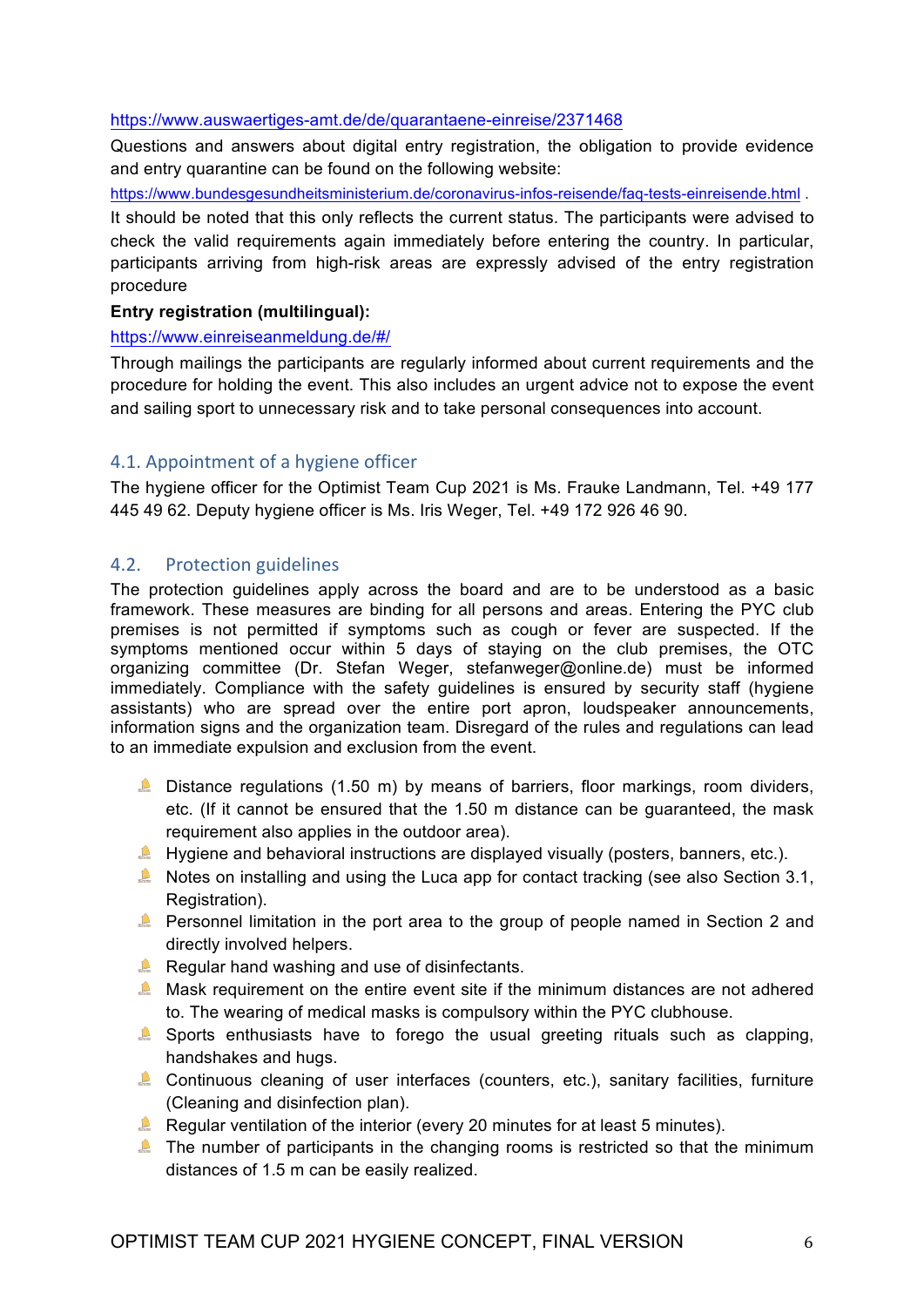https://www.auswaertiges-amt.de/de/quarantaene-einreise/2371468

Questions and answers about digital entry registration, the obligation to provide evidence and entry quarantine can be found on the following website:

https://www.bundesgesundheitsministerium.de/coronavirus-infos-reisende/faq-tests-einreisende.html .

It should be noted that this only reflects the current status. The participants were advised to check the valid requirements again immediately before entering the country. In particular, participants arriving from high-risk areas are expressly advised of the entry registration procedure

**Entry registration (multilingual):**

https://www.einreiseanmeldung.de/#/

Through mailings the participants are regularly informed about current requirements and the procedure for holding the event. This also includes an urgent advice not to expose the event and sailing sport to unnecessary risk and to take personal consequences into account.

### 4.1. Appointment of a hygiene officer

The hygiene officer for the Optimist Team Cup 2021 is Ms. Frauke Landmann, Tel. +49 177 445 49 62. Deputy hygiene officer is Ms. Iris Weger, Tel. +49 172 926 46 90.

### 4.2. Protection guidelines

The protection guidelines apply across the board and are to be understood as a basic framework. These measures are binding for all persons and areas. Entering the PYC club premises is not permitted if symptoms such as cough or fever are suspected. If the symptoms mentioned occur within 5 days of staying on the club premises, the OTC organizing committee (Dr. Stefan Weger, stefanweger@online.de) must be informed immediately. Compliance with the safety guidelines is ensured by security staff (hygiene assistants) who are spread over the entire port apron, loudspeaker announcements, information signs and the organization team. Disregard of the rules and regulations can lead to an immediate expulsion and exclusion from the event.

- Distance regulations (1.50 m) by means of barriers, floor markings, room dividers, etc. (If it cannot be ensured that the 1.50 m distance can be guaranteed, the mask requirement also applies in the outdoor area).
- Hygiene and behavioral instructions are displayed visually (posters, banners, etc.).
- Notes on installing and using the Luca app for contact tracking (see also Section 3.1, Registration).
- Personnel limitation in the port area to the group of people named in Section 2 and directly involved helpers.
- Regular hand washing and use of disinfectants.
- Mask requirement on the entire event site if the minimum distances are not adhered to. The wearing of medical masks is compulsory within the PYC clubhouse.
- Sports enthusiasts have to forego the usual greeting rituals such as clapping, handshakes and hugs.
- Continuous cleaning of user interfaces (counters, etc.), sanitary facilities, furniture (Cleaning and disinfection plan).
- Regular ventilation of the interior (every 20 minutes for at least 5 minutes).
- The number of participants in the changing rooms is restricted so that the minimum distances of 1.5 m can be easily realized.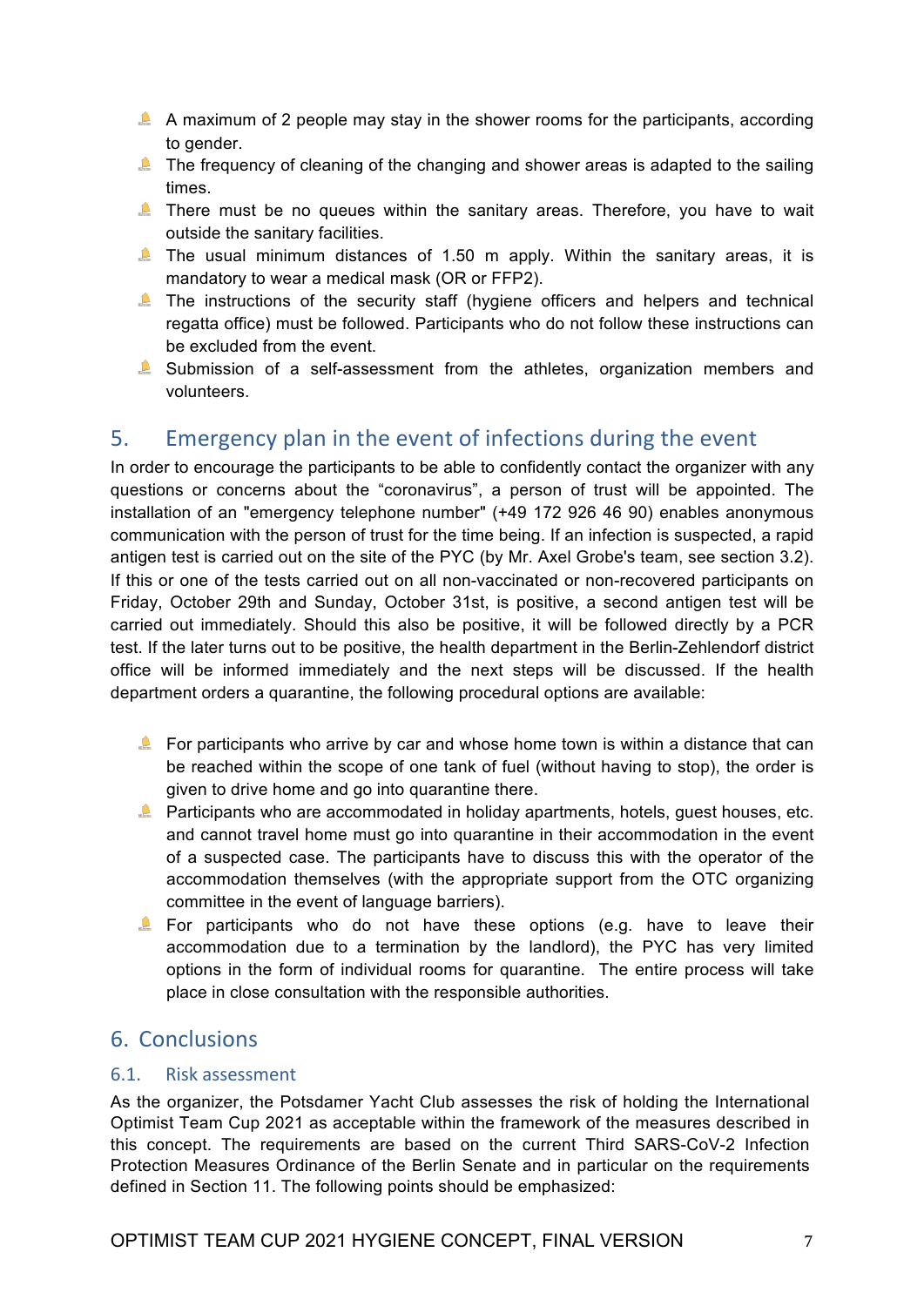- A maximum of 2 people may stay in the shower rooms for the participants, according to gender.
- The frequency of cleaning of the changing and shower areas is adapted to the sailing times.
- There must be no queues within the sanitary areas. Therefore, you have to wait outside the sanitary facilities.
- The usual minimum distances of 1.50 m apply. Within the sanitary areas, it is mandatory to wear a medical mask (OR or FFP2).
- The instructions of the security staff (hygiene officers and helpers and technical regatta office) must be followed. Participants who do not follow these instructions can be excluded from the event.
- Submission of a self-assessment from the athletes, organization members and volunteers.

## 5. Emergency plan in the event of infections during the event

In order to encourage the participants to be able to confidently contact the organizer with any questions or concerns about the "coronavirus", a person of trust will be appointed. The installation of an "emergency telephone number" (+49 172 926 46 90) enables anonymous communication with the person of trust for the time being. If an infection is suspected, a rapid antigen test is carried out on the site of the PYC (by Mr. Axel Grobe's team, see section 3.2). If this or one of the tests carried out on all non-vaccinated or non-recovered participants on Friday, October 29th and Sunday, October 31st, is positive, a second antigen test will be carried out immediately. Should this also be positive, it will be followed directly by a PCR test. If the later turns out to be positive, the health department in the Berlin-Zehlendorf district office will be informed immediately and the next steps will be discussed. If the health department orders a quarantine, the following procedural options are available:

- For participants who arrive by car and whose home town is within a distance that can be reached within the scope of one tank of fuel (without having to stop), the order is given to drive home and go into quarantine there.
- Participants who are accommodated in holiday apartments, hotels, guest houses, etc. and cannot travel home must go into quarantine in their accommodation in the event of a suspected case. The participants have to discuss this with the operator of the accommodation themselves (with the appropriate support from the OTC organizing committee in the event of language barriers).
- For participants who do not have these options (e.g. have to leave their accommodation due to a termination by the landlord), the PYC has very limited options in the form of individual rooms for quarantine. The entire process will take place in close consultation with the responsible authorities.

## 6. Conclusions

### 6.1. Risk assessment

As the organizer, the Potsdamer Yacht Club assesses the risk of holding the International Optimist Team Cup 2021 as acceptable within the framework of the measures described in this concept. The requirements are based on the current Third SARS-CoV-2 Infection Protection Measures Ordinance of the Berlin Senate and in particular on the requirements defined in Section 11. The following points should be emphasized: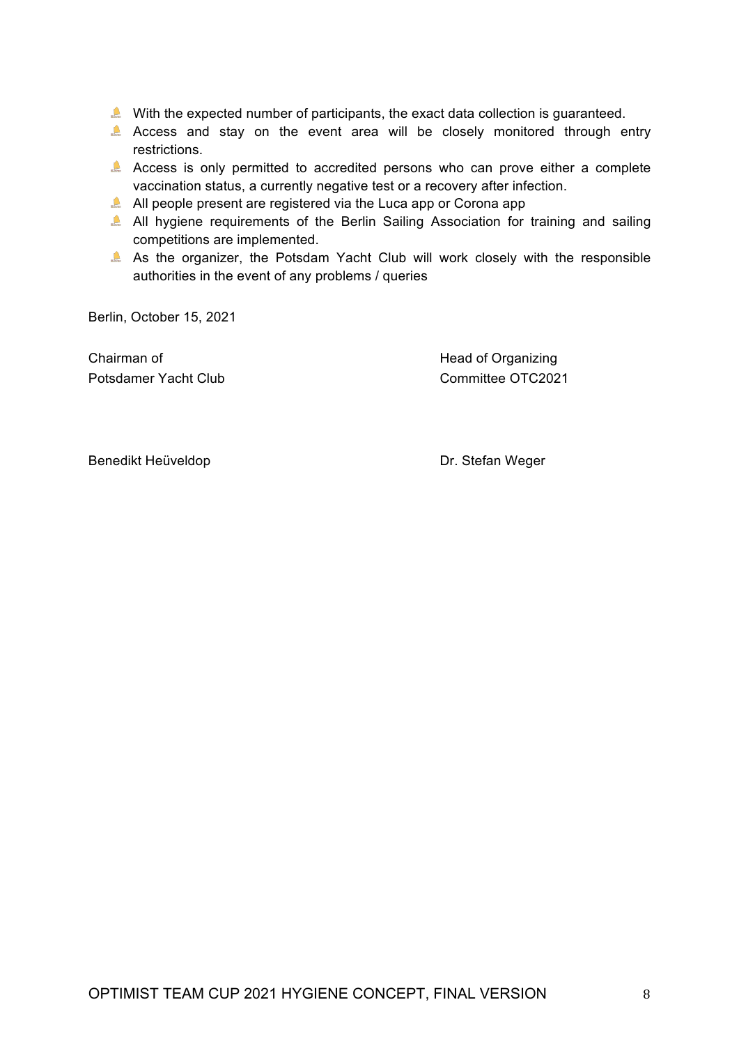- With the expected number of participants, the exact data collection is guaranteed.
- Access and stay on the event area will be closely monitored through entry restrictions.
- Access is only permitted to accredited persons who can prove either a complete vaccination status, a currently negative test or a recovery after infection.
- All people present are registered via the Luca app or Corona app
- All hygiene requirements of the Berlin Sailing Association for training and sailing competitions are implemented.
- As the organizer, the Potsdam Yacht Club will work closely with the responsible authorities in the event of any problems / queries

Berlin, October 15, 2021

Chairman of
Potsdamer Yacht Club

Benedikt Heüveldop

Head of Organizing
Committee OTC2021

Dr. Stefan Weger